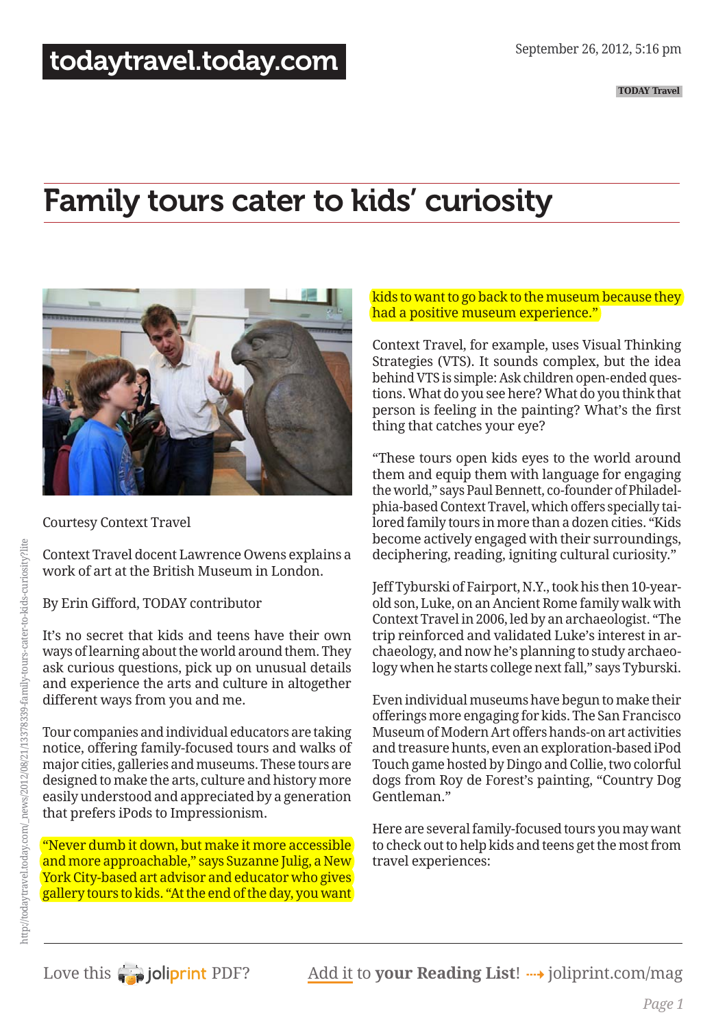# Family tours cater to kids' curiosity

Courtesy Context Travel

Context Travel docent Lawrence Owens explains a work of art at the British Museum in London.

By Erin Gifford, TODAY contributor

It's no secret that kids and teens have their own ways of learning about the world around them. They ask curious questions, pick up on unusual details and experience the arts and culture in altogether different ways from you and me.

Tour companies and individual educators are taking notice, offering family-focused tours and walks of major cities, galleries and museums. These tours are designed to make the arts, culture and history more easily understood and appreciated by a generation that prefers iPods to Impressionism.

"Never dumb it down, but make it more accessible and more approachable," says Suzanne Julig, a New York City-based art advisor and educator who gives gallery tours to kids. "At the end of the day, you want kids to want to go back to the museum because they had a positive museum experience."

Context Travel, for example, uses Visual Thinking Strategies (VTS). It sounds complex, but the idea behind VTS is simple: Ask children open-ended questions. What do you see here? What do you think that person is feeling in the painting? What's the first thing that catches your eye?

"These tours open kids eyes to the world around them and equip them with language for engaging the world," says Paul Bennett, co-founder of Philadelphia-based Context Travel, which offers specially tailored family tours in more than a dozen cities. "Kids become actively engaged with their surroundings, deciphering, reading, igniting cultural curiosity."

Jeff Tyburski of Fairport, N.Y., took his then 10-year-old son, Luke, on an Ancient Rome family walk with Context Travel in 2006, led by an archaeologist. "The trip reinforced and validated Luke's interest in archaeology, and now he's planning to study archaeology when he starts college next fall," says Tyburski.

Even individual museums have begun to make their offerings more engaging for kids. The San Francisco Museum of Modern Art offers hands-on art activities and treasure hunts, even an exploration-based iPod Touch game hosted by Dingo and Collie, two colorful dogs from Roy de Forest's painting, "Country Dog Gentleman."

Here are several family-focused tours you may want to check out to help kids and teens get the most from travel experiences: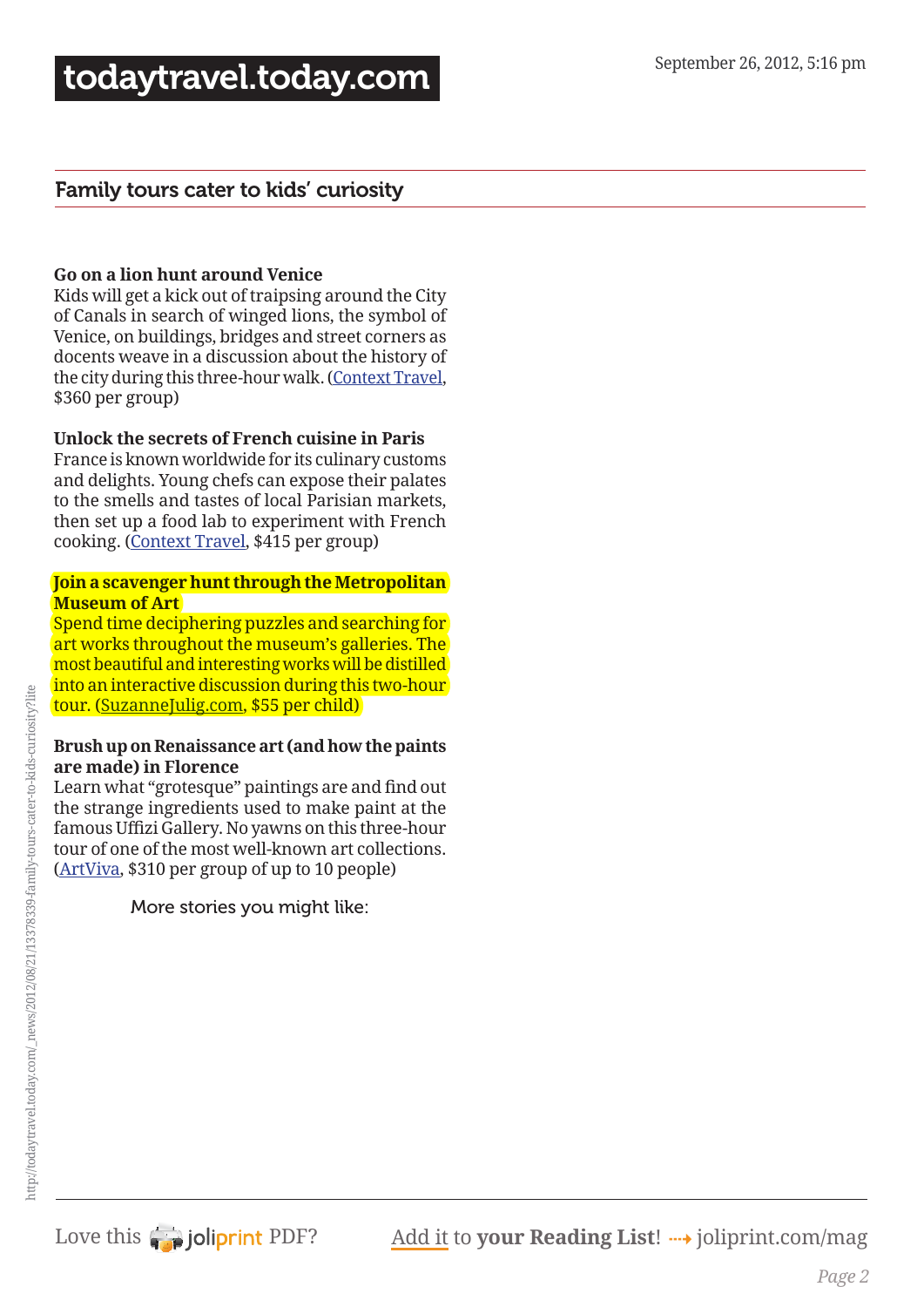### Go on a lion hunt around Venice

Kids will get a kick out of traipsing around the City of Canals in search of winged lions, the symbol of Venice, on buildings, bridges and street corners as docents weave in a discussion about the history of the city during this three-hour walk. (Context Travel, $360 per group)

### Unlock the secrets of French cuisine in Paris

France is known worldwide for its culinary customs and delights. Young chefs can expose their palates to the smells and tastes of local Parisian markets, then set up a food lab to experiment with French cooking. (Context Travel, $415 per group)

### Join a scavenger hunt through the Metropolitan Museum of Art

Spend time deciphering puzzles and searching for art works throughout the museum's galleries. The most beautiful and interesting works will be distilled into an interactive discussion during this two-hour tour. (SuzanneJulig.com, $55 per child)

### Brush up on Renaissance art (and how the paints are made) in Florence

Learn what "grotesque" paintings are and find out the strange ingredients used to make paint at the famous Uffizi Gallery. No yawns on this three-hour tour of one of the most well-known art collections. (ArtViva, $310 per group of up to 10 people)

More stories you might like: